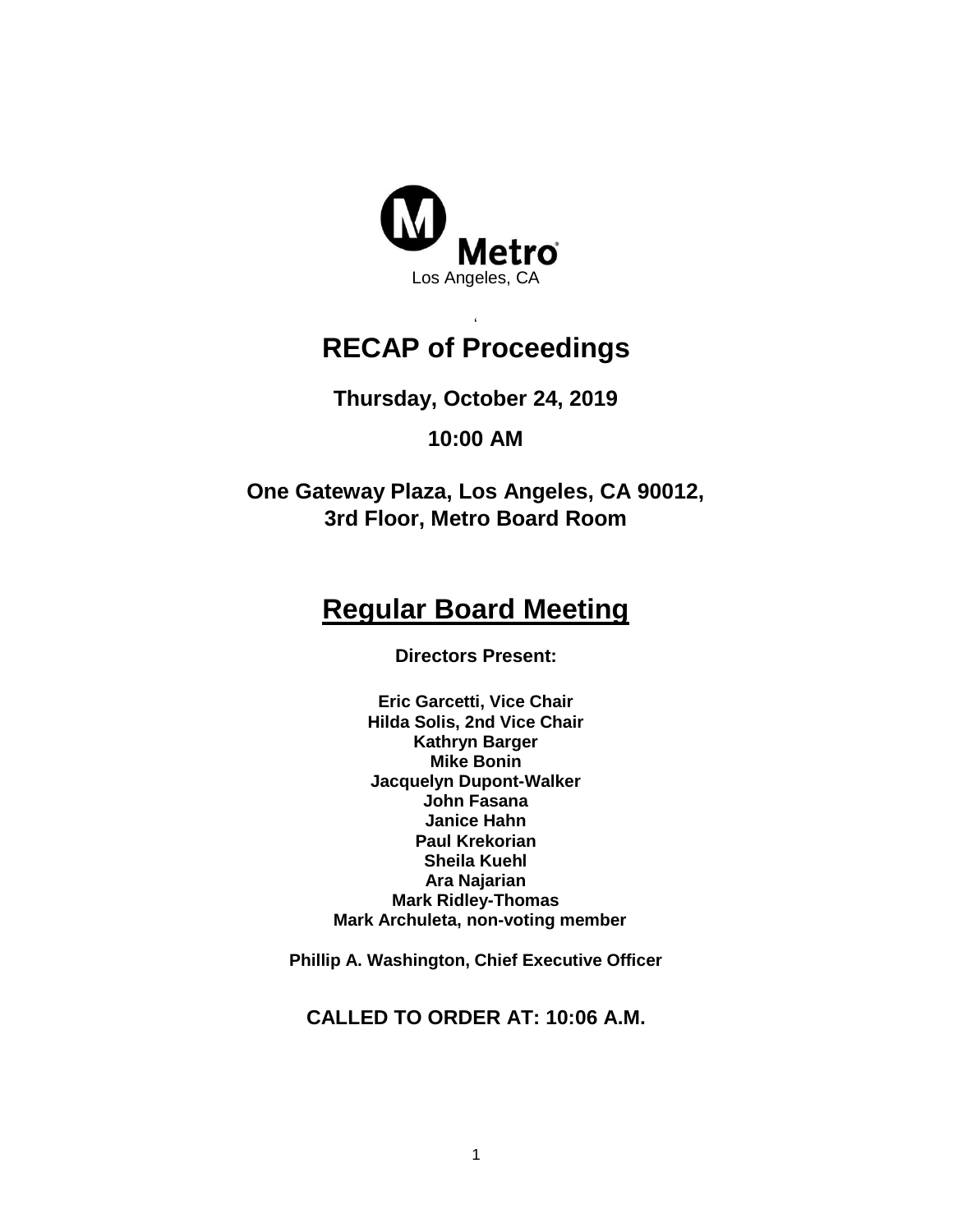Metro

Los Angeles, CA

# RECAP of Proceedings

**Thursday, October 24, 2019**

**10:00 AM**

**One Gateway Plaza, Los Angeles, CA 90012,**
**3rd Floor, Metro Board Room**

## Regular Board Meeting

**Directors Present:**

**Eric Garcetti, Vice Chair**
**Hilda Solis, 2nd Vice Chair**
**Kathryn Barger**
**Mike Bonin**
**Jacquelyn Dupont-Walker**
**John Fasana**
**Janice Hahn**
**Paul Krekorian**
**Sheila Kuehl**
**Ara Najarian**
**Mark Ridley-Thomas**
**Mark Archuleta, non-voting member**

**Phillip A. Washington, Chief Executive Officer**

**CALLED TO ORDER AT: 10:06 A.M.**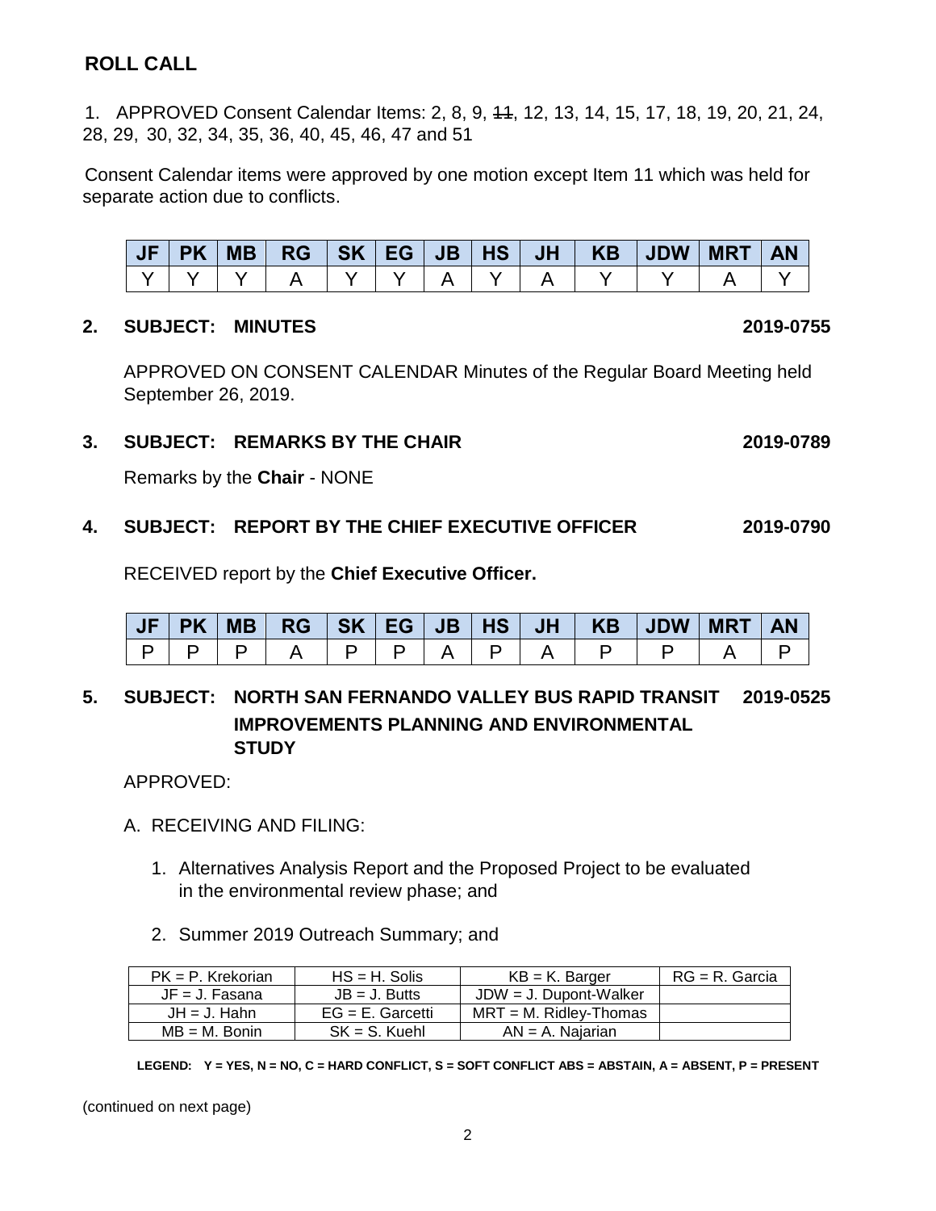## ROLL CALL

1. APPROVED Consent Calendar Items: 2, 8, 9, ~~11~~, 12, 13, 14, 15, 17, 18, 19, 20, 21, 24, 28, 29, 30, 32, 34, 35, 36, 40, 45, 46, 47 and 51

Consent Calendar items were approved by one motion except Item 11 which was held for separate action due to conflicts.

| JF | PK | MB | RG | SK | EG | JB | HS | JH | KB | JDW | MRT | AN |
|---|---|---|---|---|---|---|---|---|---|---|---|---|
| Y | Y | Y | A | Y | Y | A | Y | A | Y | Y | A | Y |

**2. SUBJECT: MINUTES** **2019-0755**

APPROVED ON CONSENT CALENDAR Minutes of the Regular Board Meeting held September 26, 2019.

**3. SUBJECT: REMARKS BY THE CHAIR** **2019-0789**

Remarks by the **Chair** - NONE

**4. SUBJECT: REPORT BY THE CHIEF EXECUTIVE OFFICER** **2019-0790**

RECEIVED report by the **Chief Executive Officer.**

| JF | PK | MB | RG | SK | EG | JB | HS | JH | KB | JDW | MRT | AN |
|---|---|---|---|---|---|---|---|---|---|---|---|---|
| P | P | P | A | P | P | A | P | A | P | P | A | P |

**5. SUBJECT: NORTH SAN FERNANDO VALLEY BUS RAPID TRANSIT IMPROVEMENTS PLANNING AND ENVIRONMENTAL STUDY** **2019-0525**

APPROVED:

A. RECEIVING AND FILING:

1. Alternatives Analysis Report and the Proposed Project to be evaluated in the environmental review phase; and

2. Summer 2019 Outreach Summary; and

| PK = P. Krekorian | HS = H. Solis | KB = K. Barger | RG = R. Garcia |
|---|---|---|---|
| JF = J. Fasana | JB = J. Butts | JDW = J. Dupont-Walker | |
| JH = J. Hahn | EG = E. Garcetti | MRT = M. Ridley-Thomas | |
| MB = M. Bonin | SK = S. Kuehl | AN = A. Najarian | |

**LEGEND: Y = YES, N = NO, C = HARD CONFLICT, S = SOFT CONFLICT ABS = ABSTAIN, A = ABSENT, P = PRESENT**

(continued on next page)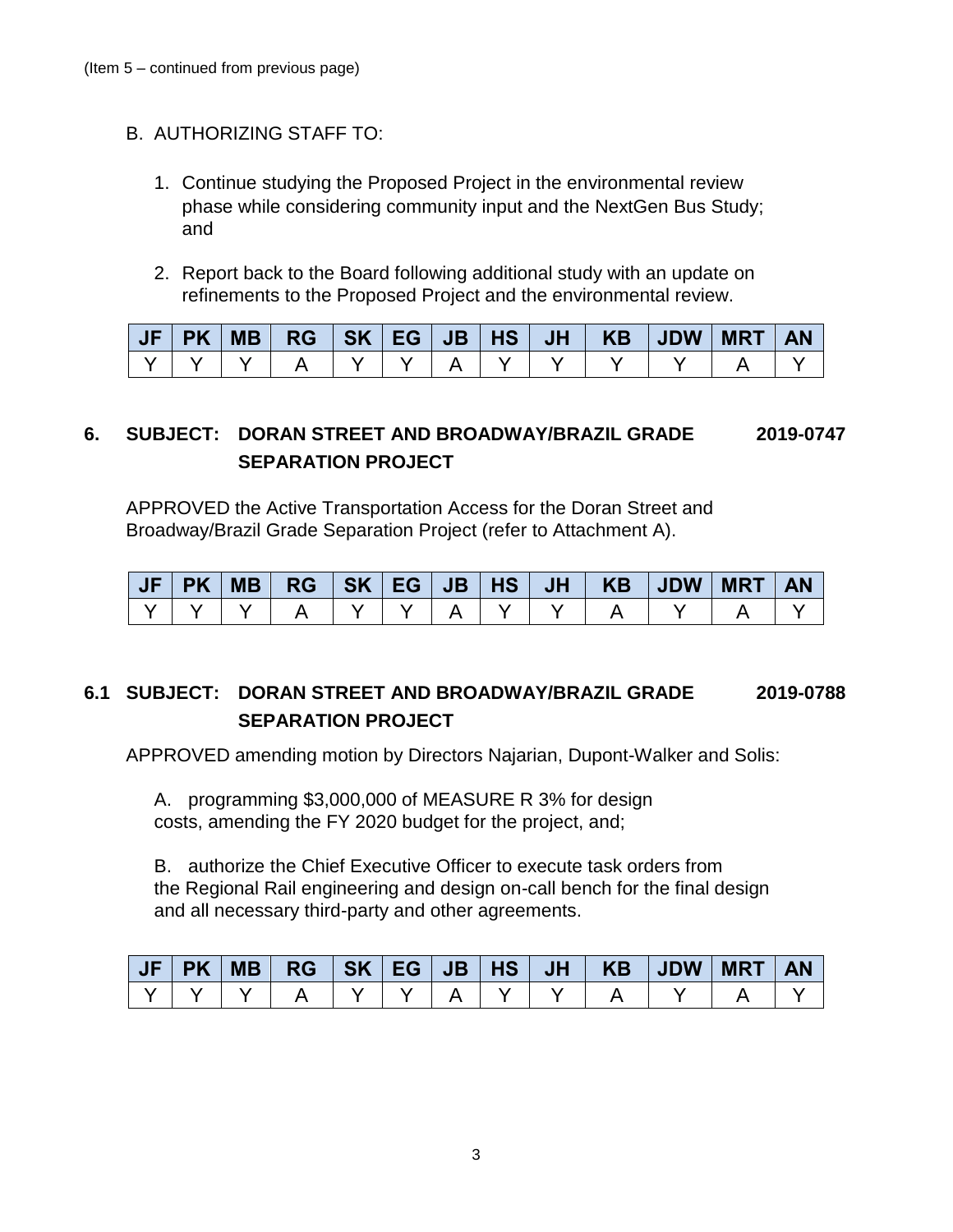(Item 5 – continued from previous page)

B. AUTHORIZING STAFF TO:

1. Continue studying the Proposed Project in the environmental review phase while considering community input and the NextGen Bus Study; and

2. Report back to the Board following additional study with an update on refinements to the Proposed Project and the environmental review.

| JF | PK | MB | RG | SK | EG | JB | HS | JH | KB | JDW | MRT | AN |
|---|---|---|---|---|---|---|---|---|---|---|---|---|
| Y | Y | Y | A | Y | Y | A | Y | Y | Y | Y | A | Y |

**6. SUBJECT: DORAN STREET AND BROADWAY/BRAZIL GRADE SEPARATION PROJECT** **2019-0747**

APPROVED the Active Transportation Access for the Doran Street and Broadway/Brazil Grade Separation Project (refer to Attachment A).

| JF | PK | MB | RG | SK | EG | JB | HS | JH | KB | JDW | MRT | AN |
|---|---|---|---|---|---|---|---|---|---|---|---|---|
| Y | Y | Y | A | Y | Y | A | Y | Y | A | Y | A | Y |

**6.1 SUBJECT: DORAN STREET AND BROADWAY/BRAZIL GRADE SEPARATION PROJECT** **2019-0788**

APPROVED amending motion by Directors Najarian, Dupont-Walker and Solis:

A. programming $3,000,000 of MEASURE R 3% for design costs, amending the FY 2020 budget for the project, and;

B. authorize the Chief Executive Officer to execute task orders from the Regional Rail engineering and design on-call bench for the final design and all necessary third-party and other agreements.

| JF | PK | MB | RG | SK | EG | JB | HS | JH | KB | JDW | MRT | AN |
|---|---|---|---|---|---|---|---|---|---|---|---|---|
| Y | Y | Y | A | Y | Y | A | Y | Y | A | Y | A | Y |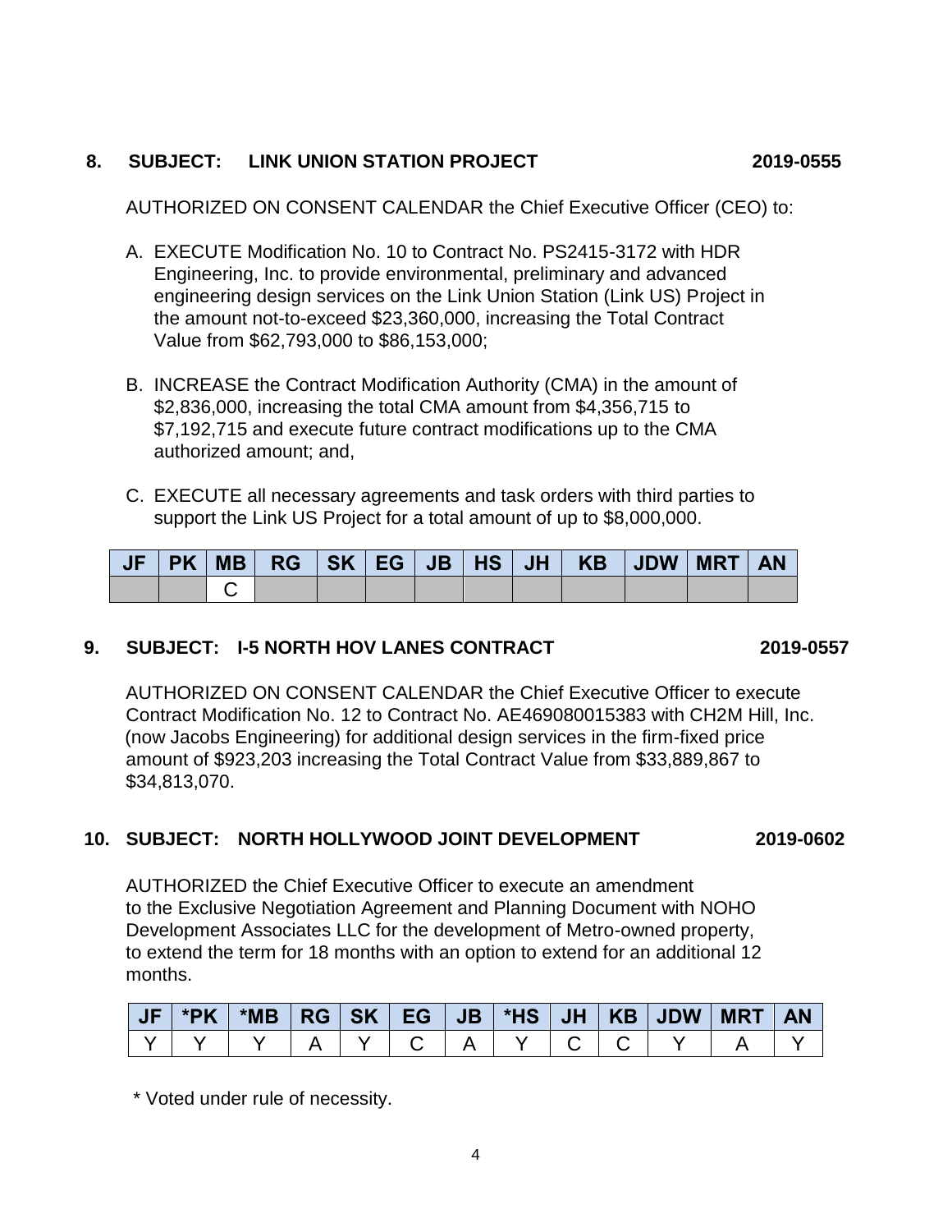**8. SUBJECT: LINK UNION STATION PROJECT 2019-0555**

AUTHORIZED ON CONSENT CALENDAR the Chief Executive Officer (CEO) to:

A. EXECUTE Modification No. 10 to Contract No. PS2415-3172 with HDR Engineering, Inc. to provide environmental, preliminary and advanced engineering design services on the Link Union Station (Link US) Project in the amount not-to-exceed $23,360,000, increasing the Total Contract Value from $62,793,000 to $86,153,000;

B. INCREASE the Contract Modification Authority (CMA) in the amount of $2,836,000, increasing the total CMA amount from $4,356,715 to $7,192,715 and execute future contract modifications up to the CMA authorized amount; and,

C. EXECUTE all necessary agreements and task orders with third parties to support the Link US Project for a total amount of up to $8,000,000.

| JF | PK | MB | RG | SK | EG | JB | HS | JH | KB | JDW | MRT | AN |
|---|---|---|---|---|---|---|---|---|---|---|---|---|
| | | C | | | | | | | | | | |

**9. SUBJECT: I-5 NORTH HOV LANES CONTRACT 2019-0557**

AUTHORIZED ON CONSENT CALENDAR the Chief Executive Officer to execute Contract Modification No. 12 to Contract No. AE469080015383 with CH2M Hill, Inc. (now Jacobs Engineering) for additional design services in the firm-fixed price amount of $923,203 increasing the Total Contract Value from $33,889,867 to $34,813,070.

**10. SUBJECT: NORTH HOLLYWOOD JOINT DEVELOPMENT 2019-0602**

AUTHORIZED the Chief Executive Officer to execute an amendment to the Exclusive Negotiation Agreement and Planning Document with NOHO Development Associates LLC for the development of Metro-owned property, to extend the term for 18 months with an option to extend for an additional 12 months.

| JF | *PK | *MB | RG | SK | EG | JB | *HS | JH | KB | JDW | MRT | AN |
|---|---|---|---|---|---|---|---|---|---|---|---|---|
| Y | Y | Y | A | Y | C | A | Y | C | C | Y | A | Y |

\* Voted under rule of necessity.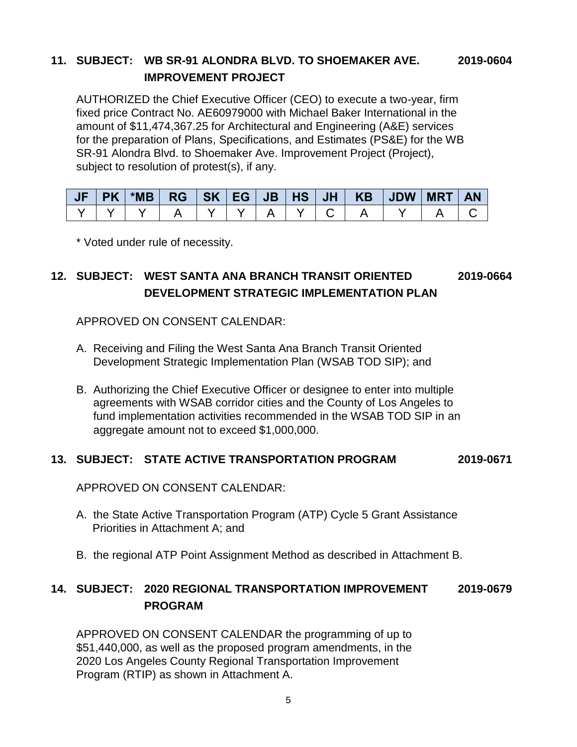**11. SUBJECT: WB SR-91 ALONDRA BLVD. TO SHOEMAKER AVE. IMPROVEMENT PROJECT** **2019-0604**

AUTHORIZED the Chief Executive Officer (CEO) to execute a two-year, firm fixed price Contract No. AE60979000 with Michael Baker International in the amount of $11,474,367.25 for Architectural and Engineering (A&E) services for the preparation of Plans, Specifications, and Estimates (PS&E) for the WB SR-91 Alondra Blvd. to Shoemaker Ave. Improvement Project (Project), subject to resolution of protest(s), if any.

| JF | PK | *MB | RG | SK | EG | JB | HS | JH | KB | JDW | MRT | AN |
|---|---|---|---|---|---|---|---|---|---|---|---|---|
| Y | Y | Y | A | Y | Y | A | Y | C | A | Y | A | C |

\* Voted under rule of necessity.

**12. SUBJECT: WEST SANTA ANA BRANCH TRANSIT ORIENTED DEVELOPMENT STRATEGIC IMPLEMENTATION PLAN** **2019-0664**

APPROVED ON CONSENT CALENDAR:

A. Receiving and Filing the West Santa Ana Branch Transit Oriented Development Strategic Implementation Plan (WSAB TOD SIP); and

B. Authorizing the Chief Executive Officer or designee to enter into multiple agreements with WSAB corridor cities and the County of Los Angeles to fund implementation activities recommended in the WSAB TOD SIP in an aggregate amount not to exceed $1,000,000.

**13. SUBJECT: STATE ACTIVE TRANSPORTATION PROGRAM** **2019-0671**

APPROVED ON CONSENT CALENDAR:

A. the State Active Transportation Program (ATP) Cycle 5 Grant Assistance Priorities in Attachment A; and

B. the regional ATP Point Assignment Method as described in Attachment B.

**14. SUBJECT: 2020 REGIONAL TRANSPORTATION IMPROVEMENT PROGRAM** **2019-0679**

APPROVED ON CONSENT CALENDAR the programming of up to $51,440,000, as well as the proposed program amendments, in the 2020 Los Angeles County Regional Transportation Improvement Program (RTIP) as shown in Attachment A.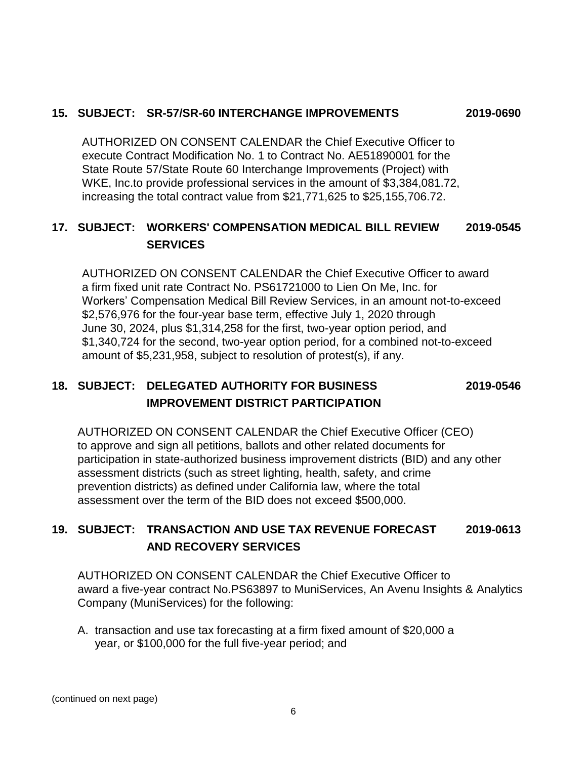## 15. SUBJECT: SR-57/SR-60 INTERCHANGE IMPROVEMENTS 2019-0690

AUTHORIZED ON CONSENT CALENDAR the Chief Executive Officer to execute Contract Modification No. 1 to Contract No. AE51890001 for the State Route 57/State Route 60 Interchange Improvements (Project) with WKE, Inc.to provide professional services in the amount of $3,384,081.72, increasing the total contract value from $21,771,625 to $25,155,706.72.

## 17. SUBJECT: WORKERS' COMPENSATION MEDICAL BILL REVIEW SERVICES 2019-0545

AUTHORIZED ON CONSENT CALENDAR the Chief Executive Officer to award a firm fixed unit rate Contract No. PS61721000 to Lien On Me, Inc. for Workers' Compensation Medical Bill Review Services, in an amount not-to-exceed $2,576,976 for the four-year base term, effective July 1, 2020 through June 30, 2024, plus $1,314,258 for the first, two-year option period, and $1,340,724 for the second, two-year option period, for a combined not-to-exceed amount of $5,231,958, subject to resolution of protest(s), if any.

## 18. SUBJECT: DELEGATED AUTHORITY FOR BUSINESS IMPROVEMENT DISTRICT PARTICIPATION 2019-0546

AUTHORIZED ON CONSENT CALENDAR the Chief Executive Officer (CEO) to approve and sign all petitions, ballots and other related documents for participation in state-authorized business improvement districts (BID) and any other assessment districts (such as street lighting, health, safety, and crime prevention districts) as defined under California law, where the total assessment over the term of the BID does not exceed $500,000.

## 19. SUBJECT: TRANSACTION AND USE TAX REVENUE FORECAST AND RECOVERY SERVICES 2019-0613

AUTHORIZED ON CONSENT CALENDAR the Chief Executive Officer to award a five-year contract No.PS63897 to MuniServices, An Avenu Insights & Analytics Company (MuniServices) for the following:

A. transaction and use tax forecasting at a firm fixed amount of $20,000 a year, or $100,000 for the full five-year period; and

(continued on next page)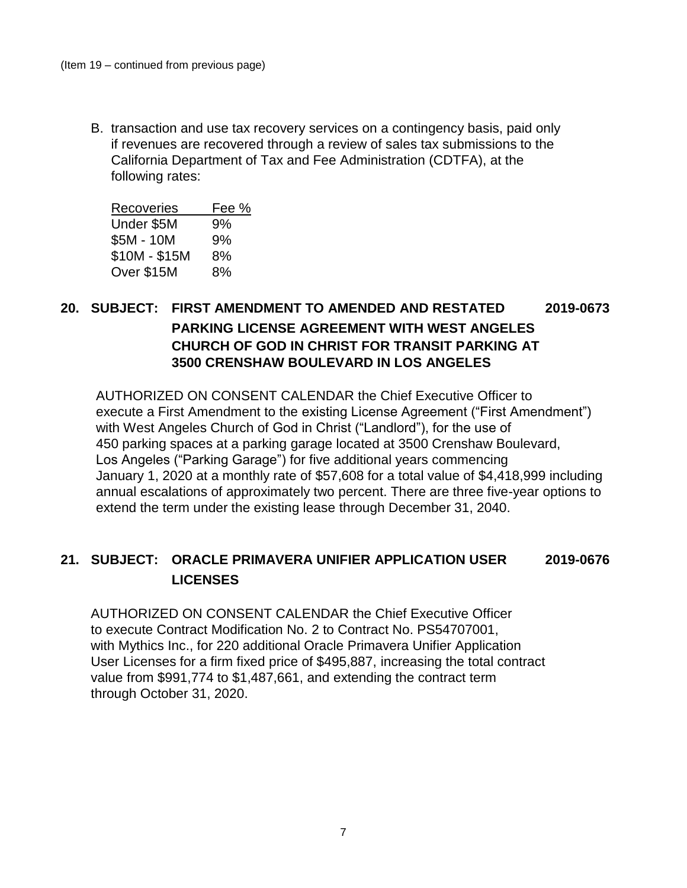(Item 19 – continued from previous page)

B. transaction and use tax recovery services on a contingency basis, paid only if revenues are recovered through a review of sales tax submissions to the California Department of Tax and Fee Administration (CDTFA), at the following rates:

| Recoveries | Fee % |
|---|---|
| Under $5M | 9% |
| $5M - 10M | 9% |
| $10M - $15M | 8% |
| Over $15M | 8% |

## 20. SUBJECT: FIRST AMENDMENT TO AMENDED AND RESTATED PARKING LICENSE AGREEMENT WITH WEST ANGELES CHURCH OF GOD IN CHRIST FOR TRANSIT PARKING AT 3500 CRENSHAW BOULEVARD IN LOS ANGELES — 2019-0673

AUTHORIZED ON CONSENT CALENDAR the Chief Executive Officer to execute a First Amendment to the existing License Agreement ("First Amendment") with West Angeles Church of God in Christ ("Landlord"), for the use of 450 parking spaces at a parking garage located at 3500 Crenshaw Boulevard, Los Angeles ("Parking Garage") for five additional years commencing January 1, 2020 at a monthly rate of $57,608 for a total value of $4,418,999 including annual escalations of approximately two percent. There are three five-year options to extend the term under the existing lease through December 31, 2040.

## 21. SUBJECT: ORACLE PRIMAVERA UNIFIER APPLICATION USER LICENSES — 2019-0676

AUTHORIZED ON CONSENT CALENDAR the Chief Executive Officer to execute Contract Modification No. 2 to Contract No. PS54707001, with Mythics Inc., for 220 additional Oracle Primavera Unifier Application User Licenses for a firm fixed price of $495,887, increasing the total contract value from $991,774 to $1,487,661, and extending the contract term through October 31, 2020.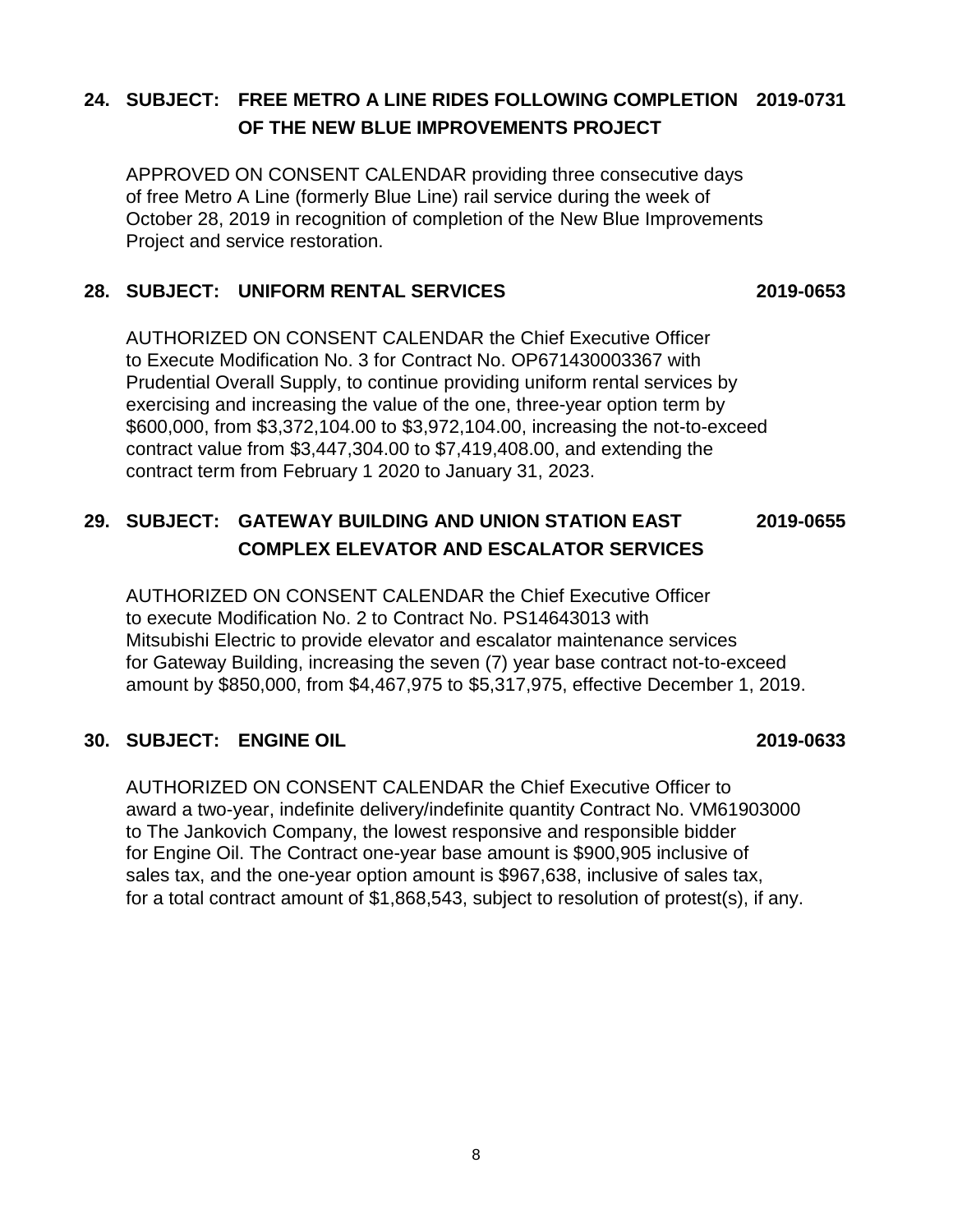**24. SUBJECT: FREE METRO A LINE RIDES FOLLOWING COMPLETION OF THE NEW BLUE IMPROVEMENTS PROJECT** **2019-0731**

APPROVED ON CONSENT CALENDAR providing three consecutive days of free Metro A Line (formerly Blue Line) rail service during the week of October 28, 2019 in recognition of completion of the New Blue Improvements Project and service restoration.

**28. SUBJECT: UNIFORM RENTAL SERVICES** **2019-0653**

AUTHORIZED ON CONSENT CALENDAR the Chief Executive Officer to Execute Modification No. 3 for Contract No. OP671430003367 with Prudential Overall Supply, to continue providing uniform rental services by exercising and increasing the value of the one, three-year option term by $600,000, from $3,372,104.00 to $3,972,104.00, increasing the not-to-exceed contract value from $3,447,304.00 to $7,419,408.00, and extending the contract term from February 1 2020 to January 31, 2023.

**29. SUBJECT: GATEWAY BUILDING AND UNION STATION EAST COMPLEX ELEVATOR AND ESCALATOR SERVICES** **2019-0655**

AUTHORIZED ON CONSENT CALENDAR the Chief Executive Officer to execute Modification No. 2 to Contract No. PS14643013 with Mitsubishi Electric to provide elevator and escalator maintenance services for Gateway Building, increasing the seven (7) year base contract not-to-exceed amount by $850,000, from $4,467,975 to $5,317,975, effective December 1, 2019.

**30. SUBJECT: ENGINE OIL** **2019-0633**

AUTHORIZED ON CONSENT CALENDAR the Chief Executive Officer to award a two-year, indefinite delivery/indefinite quantity Contract No. VM61903000 to The Jankovich Company, the lowest responsive and responsible bidder for Engine Oil. The Contract one-year base amount is $900,905 inclusive of sales tax, and the one-year option amount is $967,638, inclusive of sales tax, for a total contract amount of $1,868,543, subject to resolution of protest(s), if any.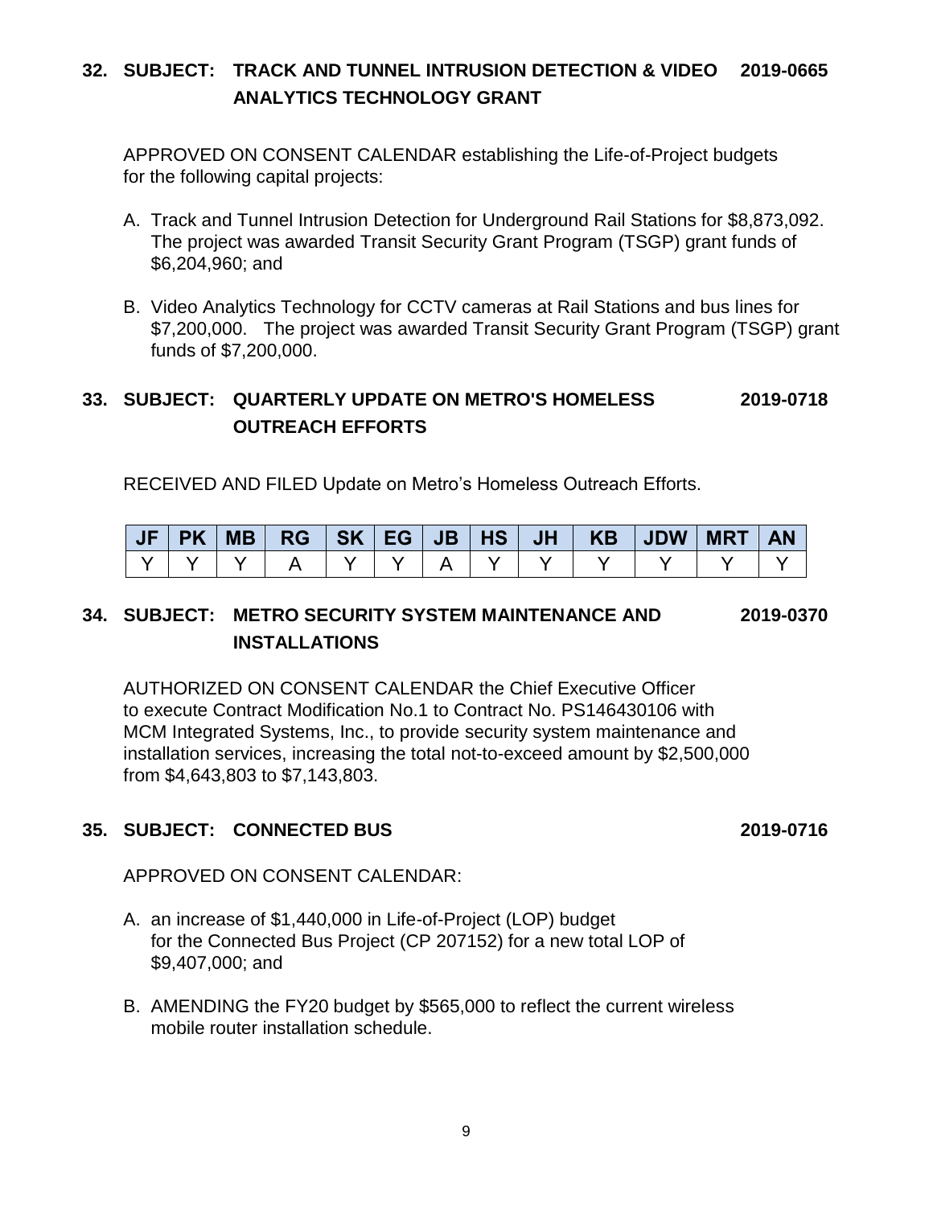**32. SUBJECT: TRACK AND TUNNEL INTRUSION DETECTION & VIDEO ANALYTICS TECHNOLOGY GRANT** **2019-0665**

APPROVED ON CONSENT CALENDAR establishing the Life-of-Project budgets for the following capital projects:

A. Track and Tunnel Intrusion Detection for Underground Rail Stations for $8,873,092. The project was awarded Transit Security Grant Program (TSGP) grant funds of $6,204,960; and

B. Video Analytics Technology for CCTV cameras at Rail Stations and bus lines for $7,200,000. The project was awarded Transit Security Grant Program (TSGP) grant funds of $7,200,000.

**33. SUBJECT: QUARTERLY UPDATE ON METRO'S HOMELESS OUTREACH EFFORTS** **2019-0718**

RECEIVED AND FILED Update on Metro's Homeless Outreach Efforts.

| JF | PK | MB | RG | SK | EG | JB | HS | JH | KB | JDW | MRT | AN |
|---|---|---|---|---|---|---|---|---|---|---|---|---|
| Y | Y | Y | A | Y | Y | A | Y | Y | Y | Y | Y | Y |

**34. SUBJECT: METRO SECURITY SYSTEM MAINTENANCE AND INSTALLATIONS** **2019-0370**

AUTHORIZED ON CONSENT CALENDAR the Chief Executive Officer to execute Contract Modification No.1 to Contract No. PS146430106 with MCM Integrated Systems, Inc., to provide security system maintenance and installation services, increasing the total not-to-exceed amount by $2,500,000 from $4,643,803 to $7,143,803.

**35. SUBJECT: CONNECTED BUS** **2019-0716**

APPROVED ON CONSENT CALENDAR:

A. an increase of $1,440,000 in Life-of-Project (LOP) budget for the Connected Bus Project (CP 207152) for a new total LOP of $9,407,000; and

B. AMENDING the FY20 budget by $565,000 to reflect the current wireless mobile router installation schedule.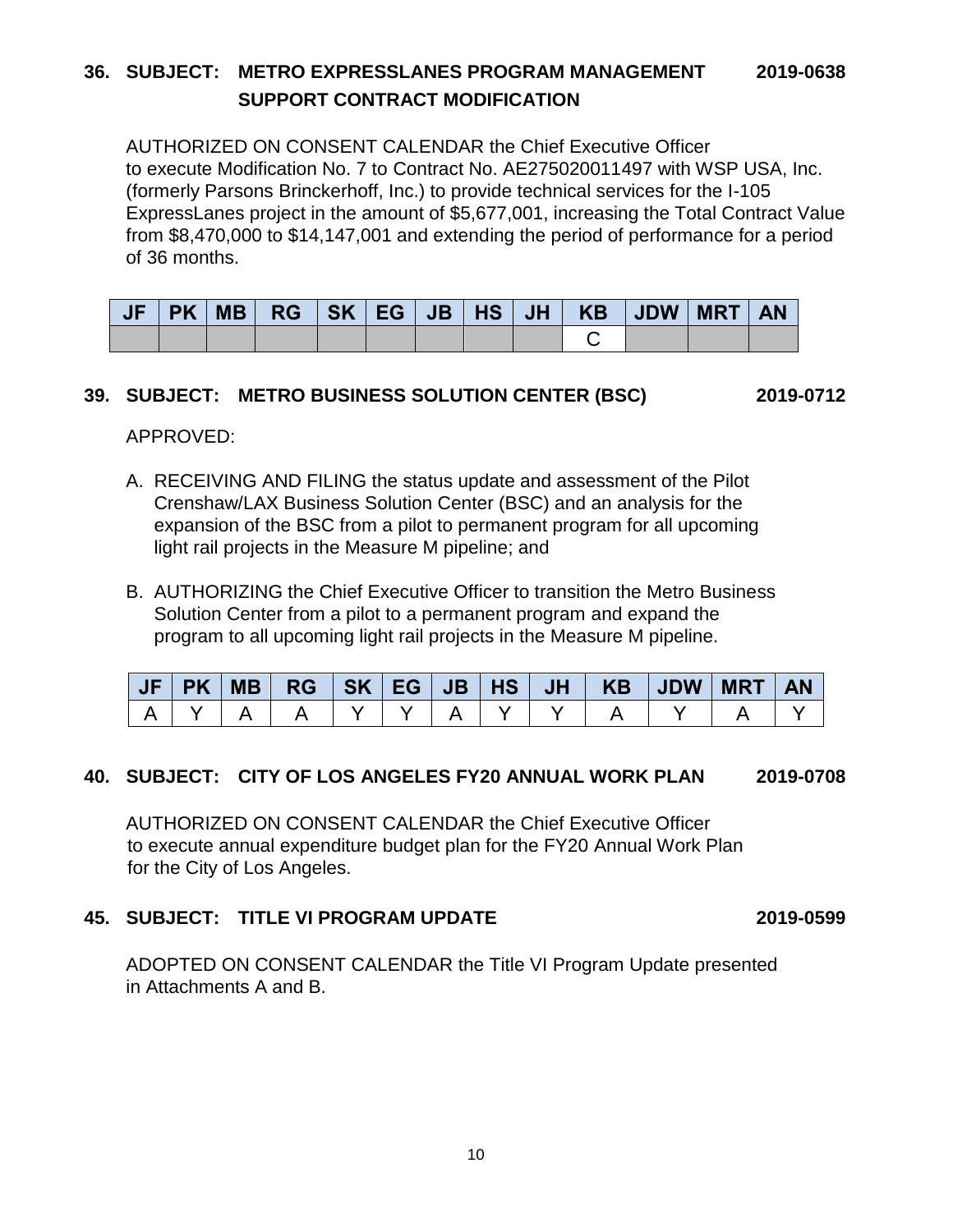**36. SUBJECT: METRO EXPRESSLANES PROGRAM MANAGEMENT SUPPORT CONTRACT MODIFICATION** **2019-0638**

AUTHORIZED ON CONSENT CALENDAR the Chief Executive Officer to execute Modification No. 7 to Contract No. AE275020011497 with WSP USA, Inc. (formerly Parsons Brinckerhoff, Inc.) to provide technical services for the I-105 ExpressLanes project in the amount of $5,677,001, increasing the Total Contract Value from $8,470,000 to $14,147,001 and extending the period of performance for a period of 36 months.

| JF | PK | MB | RG | SK | EG | JB | HS | JH | KB | JDW | MRT | AN |
|---|---|---|---|---|---|---|---|---|---|---|---|---|
|  |  |  |  |  |  |  |  |  | C |  |  |  |

**39. SUBJECT: METRO BUSINESS SOLUTION CENTER (BSC)** **2019-0712**

APPROVED:

A. RECEIVING AND FILING the status update and assessment of the Pilot Crenshaw/LAX Business Solution Center (BSC) and an analysis for the expansion of the BSC from a pilot to permanent program for all upcoming light rail projects in the Measure M pipeline; and

B. AUTHORIZING the Chief Executive Officer to transition the Metro Business Solution Center from a pilot to a permanent program and expand the program to all upcoming light rail projects in the Measure M pipeline.

| JF | PK | MB | RG | SK | EG | JB | HS | JH | KB | JDW | MRT | AN |
|---|---|---|---|---|---|---|---|---|---|---|---|---|
| A | Y | A | A | Y | Y | A | Y | Y | A | Y | A | Y |

**40. SUBJECT: CITY OF LOS ANGELES FY20 ANNUAL WORK PLAN** **2019-0708**

AUTHORIZED ON CONSENT CALENDAR the Chief Executive Officer to execute annual expenditure budget plan for the FY20 Annual Work Plan for the City of Los Angeles.

**45. SUBJECT: TITLE VI PROGRAM UPDATE** **2019-0599**

ADOPTED ON CONSENT CALENDAR the Title VI Program Update presented in Attachments A and B.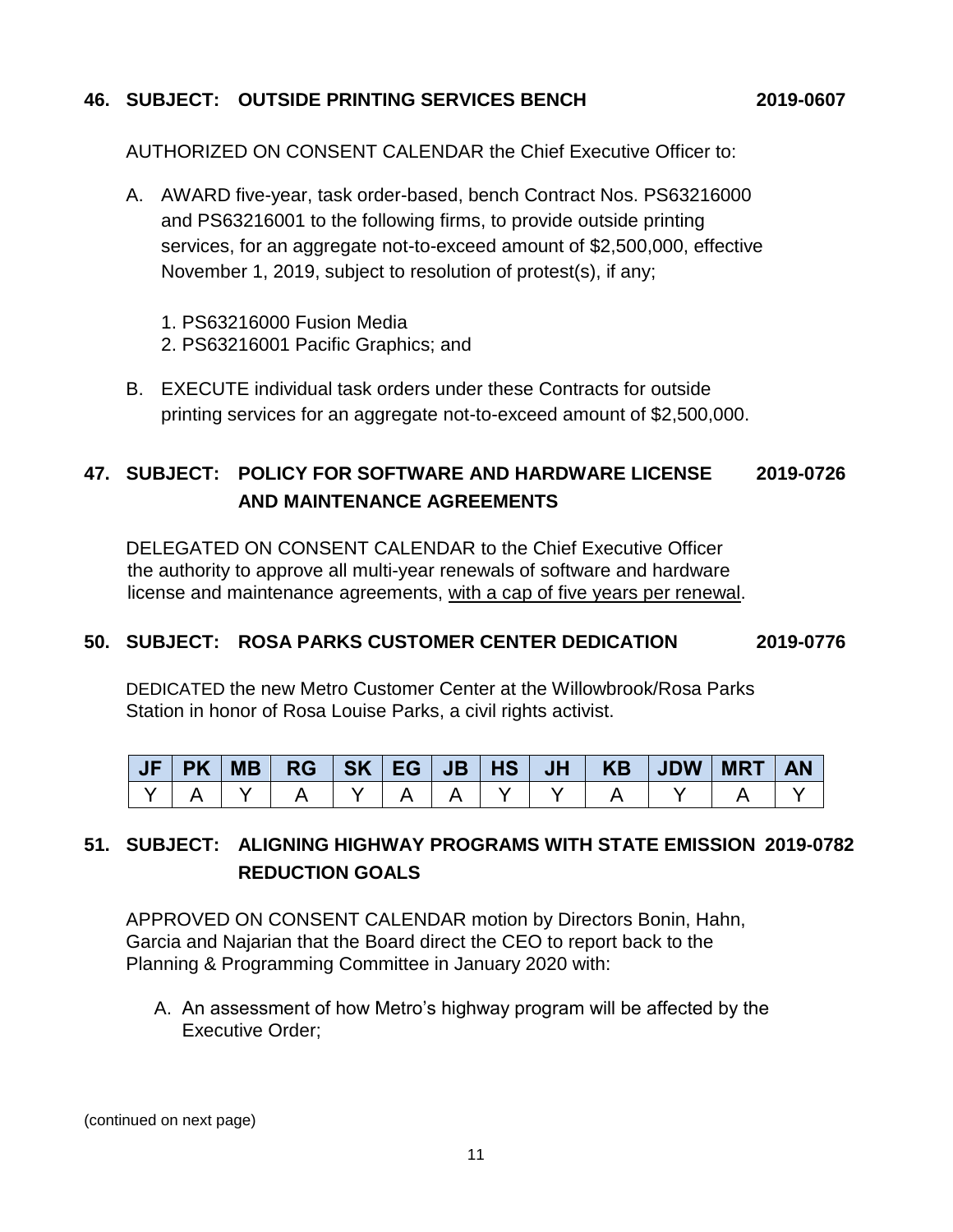**46. SUBJECT: OUTSIDE PRINTING SERVICES BENCH 2019-0607**

AUTHORIZED ON CONSENT CALENDAR the Chief Executive Officer to:

A. AWARD five-year, task order-based, bench Contract Nos. PS63216000 and PS63216001 to the following firms, to provide outside printing services, for an aggregate not-to-exceed amount of $2,500,000, effective November 1, 2019, subject to resolution of protest(s), if any;

 1. PS63216000 Fusion Media
 2. PS63216001 Pacific Graphics; and

B. EXECUTE individual task orders under these Contracts for outside printing services for an aggregate not-to-exceed amount of $2,500,000.

**47. SUBJECT: POLICY FOR SOFTWARE AND HARDWARE LICENSE AND MAINTENANCE AGREEMENTS 2019-0726**

DELEGATED ON CONSENT CALENDAR to the Chief Executive Officer the authority to approve all multi-year renewals of software and hardware license and maintenance agreements, <u>with a cap of five years per renewal</u>.

**50. SUBJECT: ROSA PARKS CUSTOMER CENTER DEDICATION 2019-0776**

DEDICATED the new Metro Customer Center at the Willowbrook/Rosa Parks Station in honor of Rosa Louise Parks, a civil rights activist.

| JF | PK | MB | RG | SK | EG | JB | HS | JH | KB | JDW | MRT | AN |
|---|---|---|---|---|---|---|---|---|---|---|---|---|
| Y | A | Y | A | Y | A | A | Y | Y | A | Y | A | Y |

**51. SUBJECT: ALIGNING HIGHWAY PROGRAMS WITH STATE EMISSION REDUCTION GOALS 2019-0782**

APPROVED ON CONSENT CALENDAR motion by Directors Bonin, Hahn, Garcia and Najarian that the Board direct the CEO to report back to the Planning & Programming Committee in January 2020 with:

A. An assessment of how Metro's highway program will be affected by the Executive Order;

(continued on next page)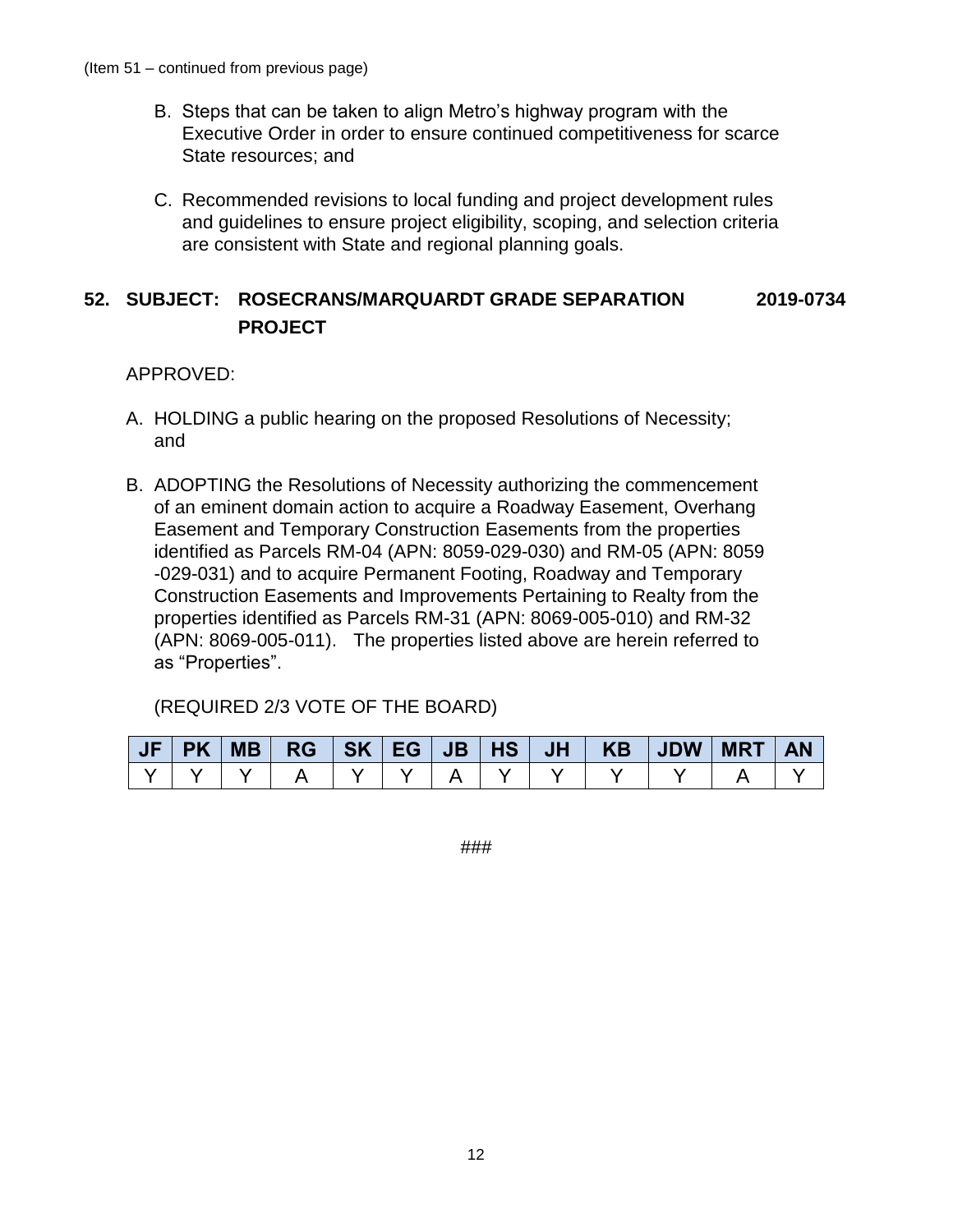(Item 51 – continued from previous page)

B. Steps that can be taken to align Metro's highway program with the Executive Order in order to ensure continued competitiveness for scarce State resources; and

C. Recommended revisions to local funding and project development rules and guidelines to ensure project eligibility, scoping, and selection criteria are consistent with State and regional planning goals.

**52. SUBJECT: ROSECRANS/MARQUARDT GRADE SEPARATION PROJECT** **2019-0734**

APPROVED:

A. HOLDING a public hearing on the proposed Resolutions of Necessity; and

B. ADOPTING the Resolutions of Necessity authorizing the commencement of an eminent domain action to acquire a Roadway Easement, Overhang Easement and Temporary Construction Easements from the properties identified as Parcels RM-04 (APN: 8059-029-030) and RM-05 (APN: 8059 -029-031) and to acquire Permanent Footing, Roadway and Temporary Construction Easements and Improvements Pertaining to Realty from the properties identified as Parcels RM-31 (APN: 8069-005-010) and RM-32 (APN: 8069-005-011). The properties listed above are herein referred to as "Properties".

(REQUIRED 2/3 VOTE OF THE BOARD)

| JF | PK | MB | RG | SK | EG | JB | HS | JH | KB | JDW | MRT | AN |
|---|---|---|---|---|---|---|---|---|---|---|---|---|
| Y | Y | Y | A | Y | Y | A | Y | Y | Y | Y | A | Y |

###